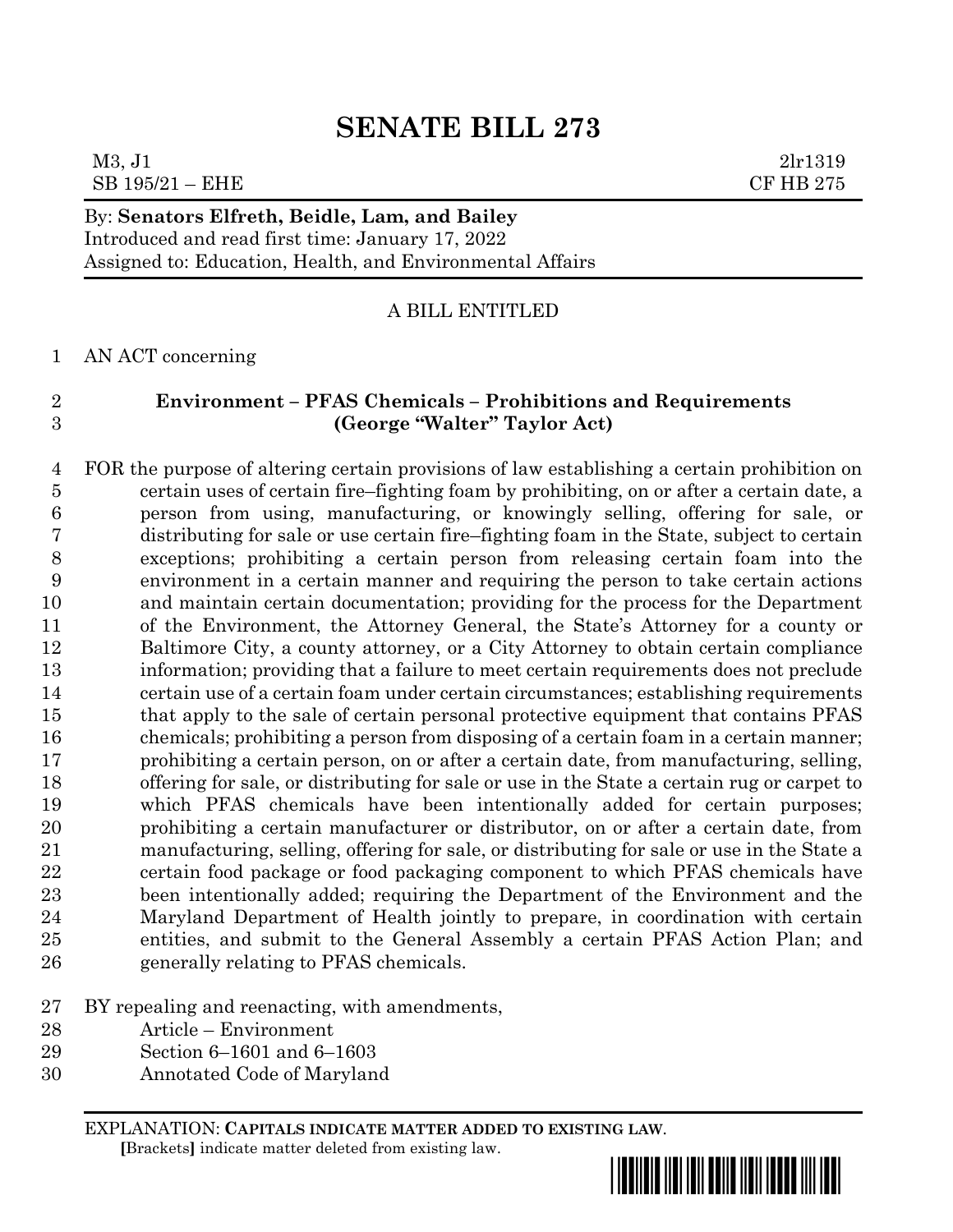# SENATE BILL 273

M3, J1 2lr1319
SB 195/21 – EHE CF HB 275

By: **Senators Elfreth, Beidle, Lam, and Bailey**
Introduced and read first time: January 17, 2022
Assigned to: Education, Health, and Environmental Affairs

A BILL ENTITLED

AN ACT concerning

**Environment – PFAS Chemicals – Prohibitions and Requirements (George "Walter" Taylor Act)**

FOR the purpose of altering certain provisions of law establishing a certain prohibition on certain uses of certain fire–fighting foam by prohibiting, on or after a certain date, a person from using, manufacturing, or knowingly selling, offering for sale, or distributing for sale or use certain fire–fighting foam in the State, subject to certain exceptions; prohibiting a certain person from releasing certain foam into the environment in a certain manner and requiring the person to take certain actions and maintain certain documentation; providing for the process for the Department of the Environment, the Attorney General, the State's Attorney for a county or Baltimore City, a county attorney, or a City Attorney to obtain certain compliance information; providing that a failure to meet certain requirements does not preclude certain use of a certain foam under certain circumstances; establishing requirements that apply to the sale of certain personal protective equipment that contains PFAS chemicals; prohibiting a person from disposing of a certain foam in a certain manner; prohibiting a certain person, on or after a certain date, from manufacturing, selling, offering for sale, or distributing for sale or use in the State a certain rug or carpet to which PFAS chemicals have been intentionally added for certain purposes; prohibiting a certain manufacturer or distributor, on or after a certain date, from manufacturing, selling, offering for sale, or distributing for sale or use in the State a certain food package or food packaging component to which PFAS chemicals have been intentionally added; requiring the Department of the Environment and the Maryland Department of Health jointly to prepare, in coordination with certain entities, and submit to the General Assembly a certain PFAS Action Plan; and generally relating to PFAS chemicals.

BY repealing and reenacting, with amendments,
Article – Environment
Section 6–1601 and 6–1603
Annotated Code of Maryland

EXPLANATION: **CAPITALS INDICATE MATTER ADDED TO EXISTING LAW**.
[Brackets] indicate matter deleted from existing law.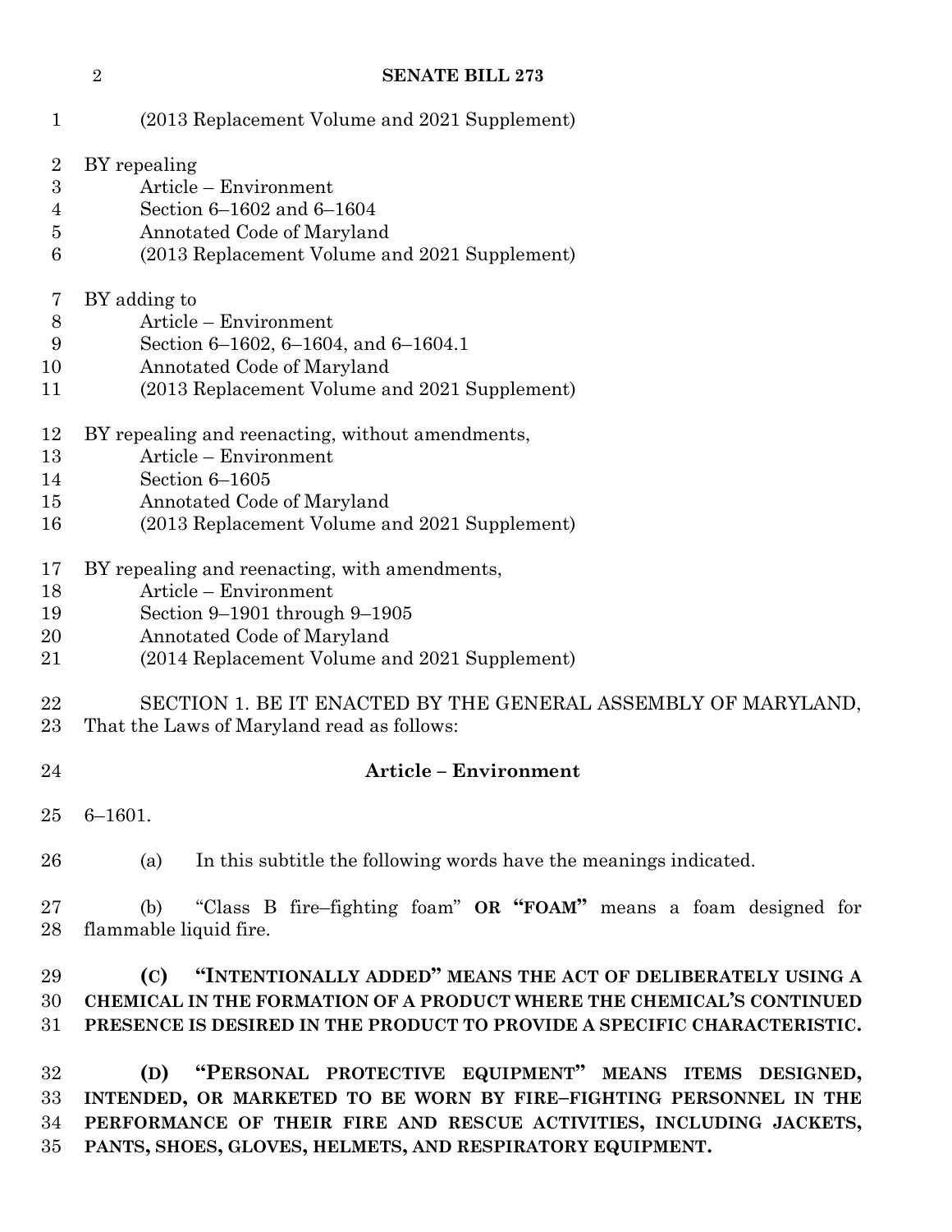(2013 Replacement Volume and 2021 Supplement)

BY repealing
    Article – Environment
    Section 6–1602 and 6–1604
    Annotated Code of Maryland
    (2013 Replacement Volume and 2021 Supplement)

BY adding to
    Article – Environment
    Section 6–1602, 6–1604, and 6–1604.1
    Annotated Code of Maryland
    (2013 Replacement Volume and 2021 Supplement)

BY repealing and reenacting, without amendments,
    Article – Environment
    Section 6–1605
    Annotated Code of Maryland
    (2013 Replacement Volume and 2021 Supplement)

BY repealing and reenacting, with amendments,
    Article – Environment
    Section 9–1901 through 9–1905
    Annotated Code of Maryland
    (2014 Replacement Volume and 2021 Supplement)

SECTION 1. BE IT ENACTED BY THE GENERAL ASSEMBLY OF MARYLAND, That the Laws of Maryland read as follows:

**Article – Environment**

6–1601.

(a) In this subtitle the following words have the meanings indicated.

(b) "Class B fire–fighting foam" **OR "FOAM"** means a foam designed for flammable liquid fire.

**(C) "INTENTIONALLY ADDED" MEANS THE ACT OF DELIBERATELY USING A CHEMICAL IN THE FORMATION OF A PRODUCT WHERE THE CHEMICAL'S CONTINUED PRESENCE IS DESIRED IN THE PRODUCT TO PROVIDE A SPECIFIC CHARACTERISTIC.**

**(D) "PERSONAL PROTECTIVE EQUIPMENT" MEANS ITEMS DESIGNED, INTENDED, OR MARKETED TO BE WORN BY FIRE–FIGHTING PERSONNEL IN THE PERFORMANCE OF THEIR FIRE AND RESCUE ACTIVITIES, INCLUDING JACKETS, PANTS, SHOES, GLOVES, HELMETS, AND RESPIRATORY EQUIPMENT.**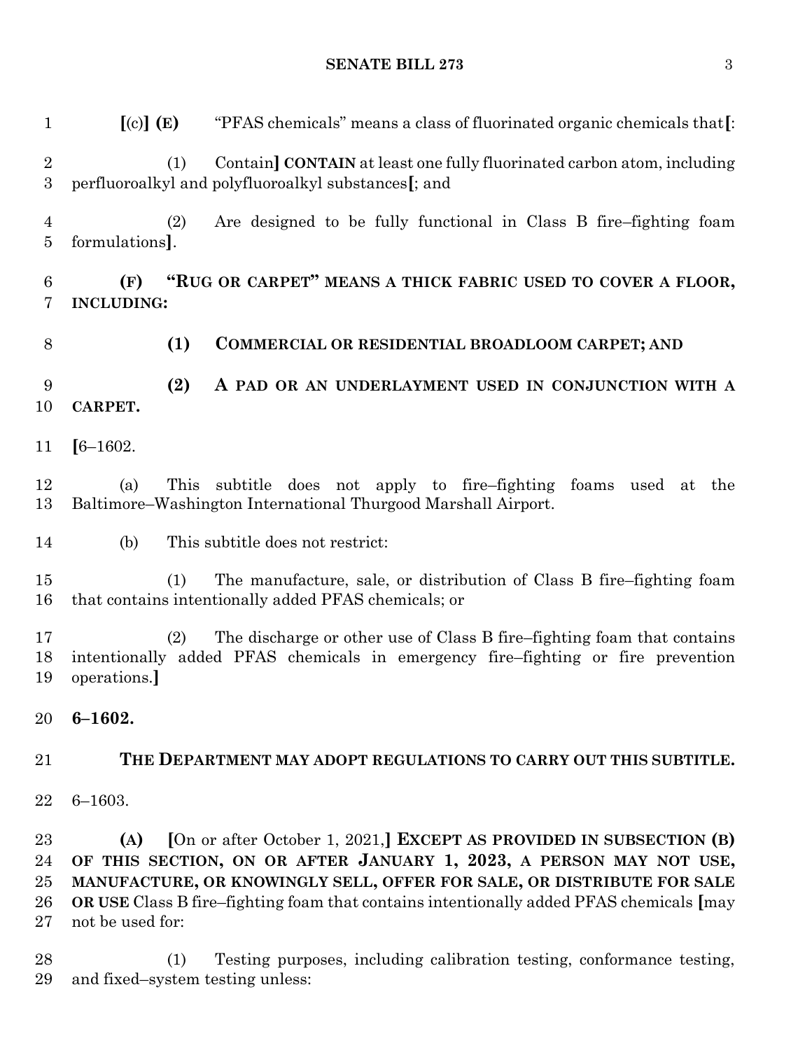**[**(c)**] (E)** "PFAS chemicals" means a class of fluorinated organic chemicals that**[**:

(1) Contain**] CONTAIN** at least one fully fluorinated carbon atom, including perfluoroalkyl and polyfluoroalkyl substances**[**; and

(2) Are designed to be fully functional in Class B fire–fighting foam formulations**]**.

**(F) "RUG OR CARPET" MEANS A THICK FABRIC USED TO COVER A FLOOR, INCLUDING:**

**(1) COMMERCIAL OR RESIDENTIAL BROADLOOM CARPET; AND**

**(2) A PAD OR AN UNDERLAYMENT USED IN CONJUNCTION WITH A CARPET.**

**[**6–1602.

(a) This subtitle does not apply to fire–fighting foams used at the Baltimore–Washington International Thurgood Marshall Airport.

(b) This subtitle does not restrict:

(1) The manufacture, sale, or distribution of Class B fire–fighting foam that contains intentionally added PFAS chemicals; or

(2) The discharge or other use of Class B fire–fighting foam that contains intentionally added PFAS chemicals in emergency fire–fighting or fire prevention operations.**]**

**6–1602.**

**THE DEPARTMENT MAY ADOPT REGULATIONS TO CARRY OUT THIS SUBTITLE.**

6–1603.

**(A) [**On or after October 1, 2021,**] EXCEPT AS PROVIDED IN SUBSECTION (B) OF THIS SECTION, ON OR AFTER JANUARY 1, 2023, A PERSON MAY NOT USE, MANUFACTURE, OR KNOWINGLY SELL, OFFER FOR SALE, OR DISTRIBUTE FOR SALE OR USE** Class B fire–fighting foam that contains intentionally added PFAS chemicals **[**may not be used for:

(1) Testing purposes, including calibration testing, conformance testing, and fixed–system testing unless: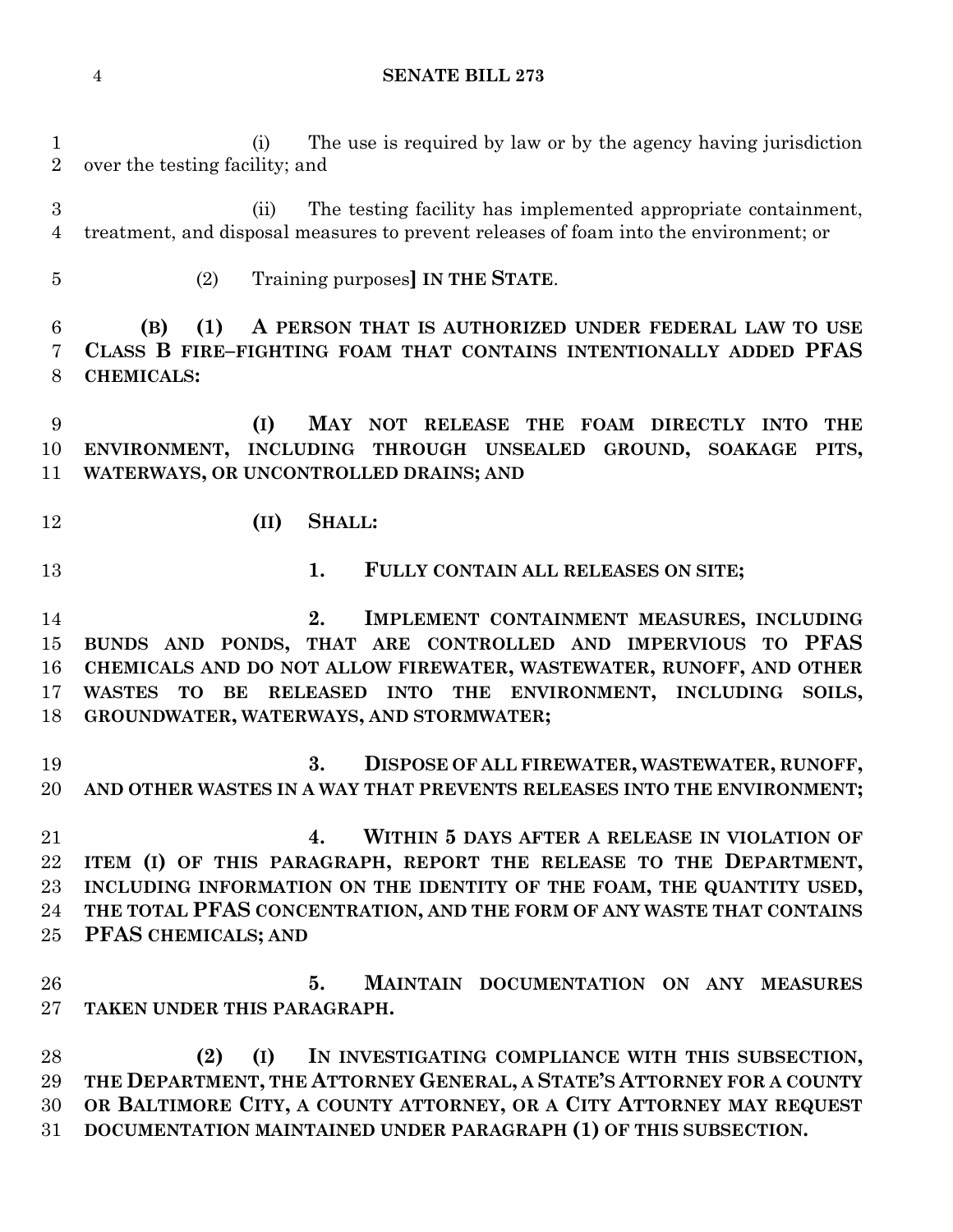(i) The use is required by law or by the agency having jurisdiction over the testing facility; and

(ii) The testing facility has implemented appropriate containment, treatment, and disposal measures to prevent releases of foam into the environment; or

(2) Training purposes] **IN THE STATE**.

**(B) (1) A PERSON THAT IS AUTHORIZED UNDER FEDERAL LAW TO USE CLASS B FIRE–FIGHTING FOAM THAT CONTAINS INTENTIONALLY ADDED PFAS CHEMICALS:**

**(I) MAY NOT RELEASE THE FOAM DIRECTLY INTO THE ENVIRONMENT, INCLUDING THROUGH UNSEALED GROUND, SOAKAGE PITS, WATERWAYS, OR UNCONTROLLED DRAINS; AND**

**(II) SHALL:**

**1. FULLY CONTAIN ALL RELEASES ON SITE;**

**2. IMPLEMENT CONTAINMENT MEASURES, INCLUDING BUNDS AND PONDS, THAT ARE CONTROLLED AND IMPERVIOUS TO PFAS CHEMICALS AND DO NOT ALLOW FIREWATER, WASTEWATER, RUNOFF, AND OTHER WASTES TO BE RELEASED INTO THE ENVIRONMENT, INCLUDING SOILS, GROUNDWATER, WATERWAYS, AND STORMWATER;**

**3. DISPOSE OF ALL FIREWATER, WASTEWATER, RUNOFF, AND OTHER WASTES IN A WAY THAT PREVENTS RELEASES INTO THE ENVIRONMENT;**

**4. WITHIN 5 DAYS AFTER A RELEASE IN VIOLATION OF ITEM (I) OF THIS PARAGRAPH, REPORT THE RELEASE TO THE DEPARTMENT, INCLUDING INFORMATION ON THE IDENTITY OF THE FOAM, THE QUANTITY USED, THE TOTAL PFAS CONCENTRATION, AND THE FORM OF ANY WASTE THAT CONTAINS PFAS CHEMICALS; AND**

**5. MAINTAIN DOCUMENTATION ON ANY MEASURES TAKEN UNDER THIS PARAGRAPH.**

**(2) (I) IN INVESTIGATING COMPLIANCE WITH THIS SUBSECTION, THE DEPARTMENT, THE ATTORNEY GENERAL, A STATE'S ATTORNEY FOR A COUNTY OR BALTIMORE CITY, A COUNTY ATTORNEY, OR A CITY ATTORNEY MAY REQUEST DOCUMENTATION MAINTAINED UNDER PARAGRAPH (1) OF THIS SUBSECTION.**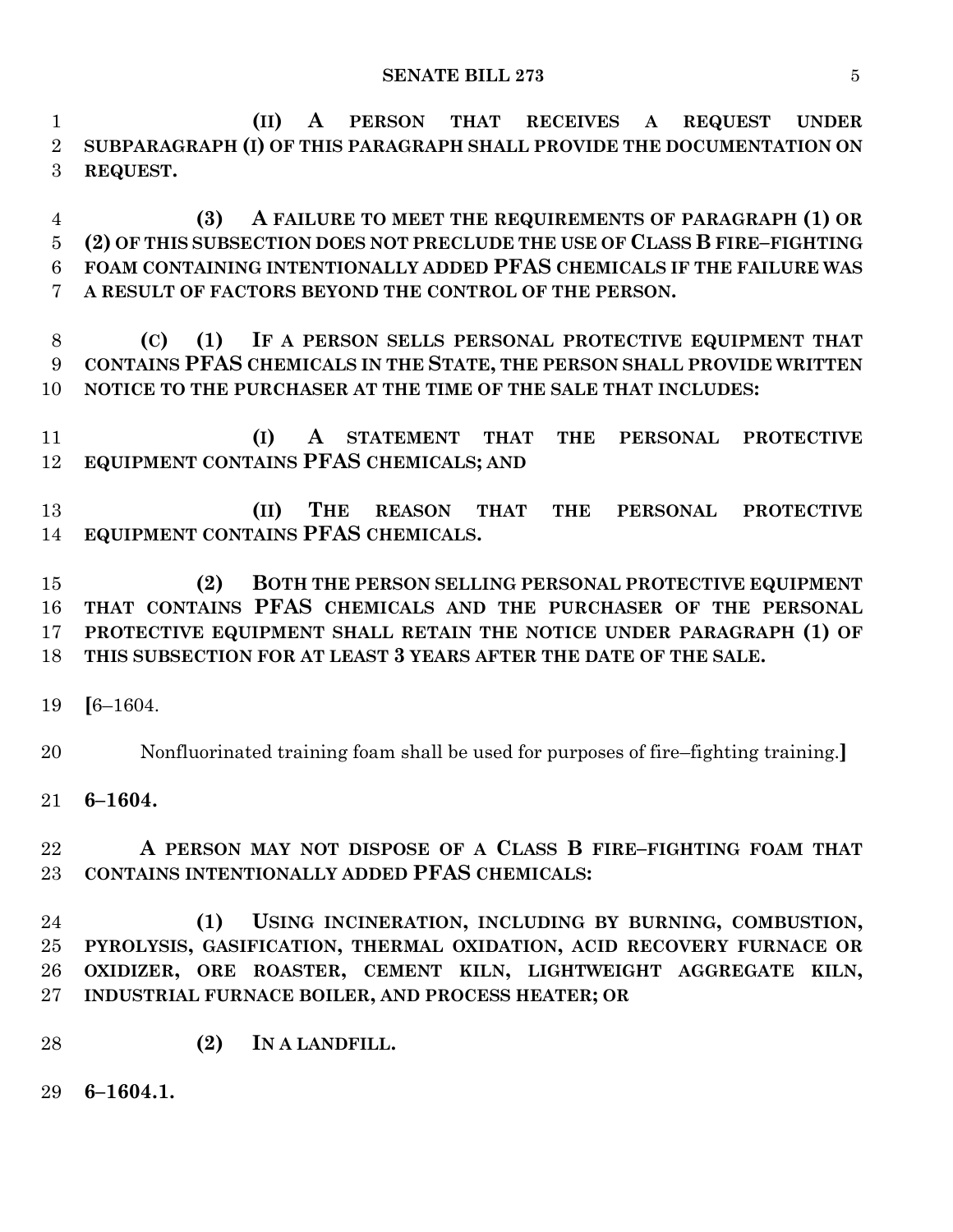**(II) A PERSON THAT RECEIVES A REQUEST UNDER SUBPARAGRAPH (I) OF THIS PARAGRAPH SHALL PROVIDE THE DOCUMENTATION ON REQUEST.**

**(3) A FAILURE TO MEET THE REQUIREMENTS OF PARAGRAPH (1) OR (2) OF THIS SUBSECTION DOES NOT PRECLUDE THE USE OF CLASS B FIRE–FIGHTING FOAM CONTAINING INTENTIONALLY ADDED PFAS CHEMICALS IF THE FAILURE WAS A RESULT OF FACTORS BEYOND THE CONTROL OF THE PERSON.**

**(C) (1) IF A PERSON SELLS PERSONAL PROTECTIVE EQUIPMENT THAT CONTAINS PFAS CHEMICALS IN THE STATE, THE PERSON SHALL PROVIDE WRITTEN NOTICE TO THE PURCHASER AT THE TIME OF THE SALE THAT INCLUDES:**

**(I) A STATEMENT THAT THE PERSONAL PROTECTIVE EQUIPMENT CONTAINS PFAS CHEMICALS; AND**

**(II) THE REASON THAT THE PERSONAL PROTECTIVE EQUIPMENT CONTAINS PFAS CHEMICALS.**

**(2) BOTH THE PERSON SELLING PERSONAL PROTECTIVE EQUIPMENT THAT CONTAINS PFAS CHEMICALS AND THE PURCHASER OF THE PERSONAL PROTECTIVE EQUIPMENT SHALL RETAIN THE NOTICE UNDER PARAGRAPH (1) OF THIS SUBSECTION FOR AT LEAST 3 YEARS AFTER THE DATE OF THE SALE.**

**[**6–1604.

Nonfluorinated training foam shall be used for purposes of fire–fighting training.**]**

**6–1604.**

**A PERSON MAY NOT DISPOSE OF A CLASS B FIRE–FIGHTING FOAM THAT CONTAINS INTENTIONALLY ADDED PFAS CHEMICALS:**

**(1) USING INCINERATION, INCLUDING BY BURNING, COMBUSTION, PYROLYSIS, GASIFICATION, THERMAL OXIDATION, ACID RECOVERY FURNACE OR OXIDIZER, ORE ROASTER, CEMENT KILN, LIGHTWEIGHT AGGREGATE KILN, INDUSTRIAL FURNACE BOILER, AND PROCESS HEATER; OR**

**(2) IN A LANDFILL.**

**6–1604.1.**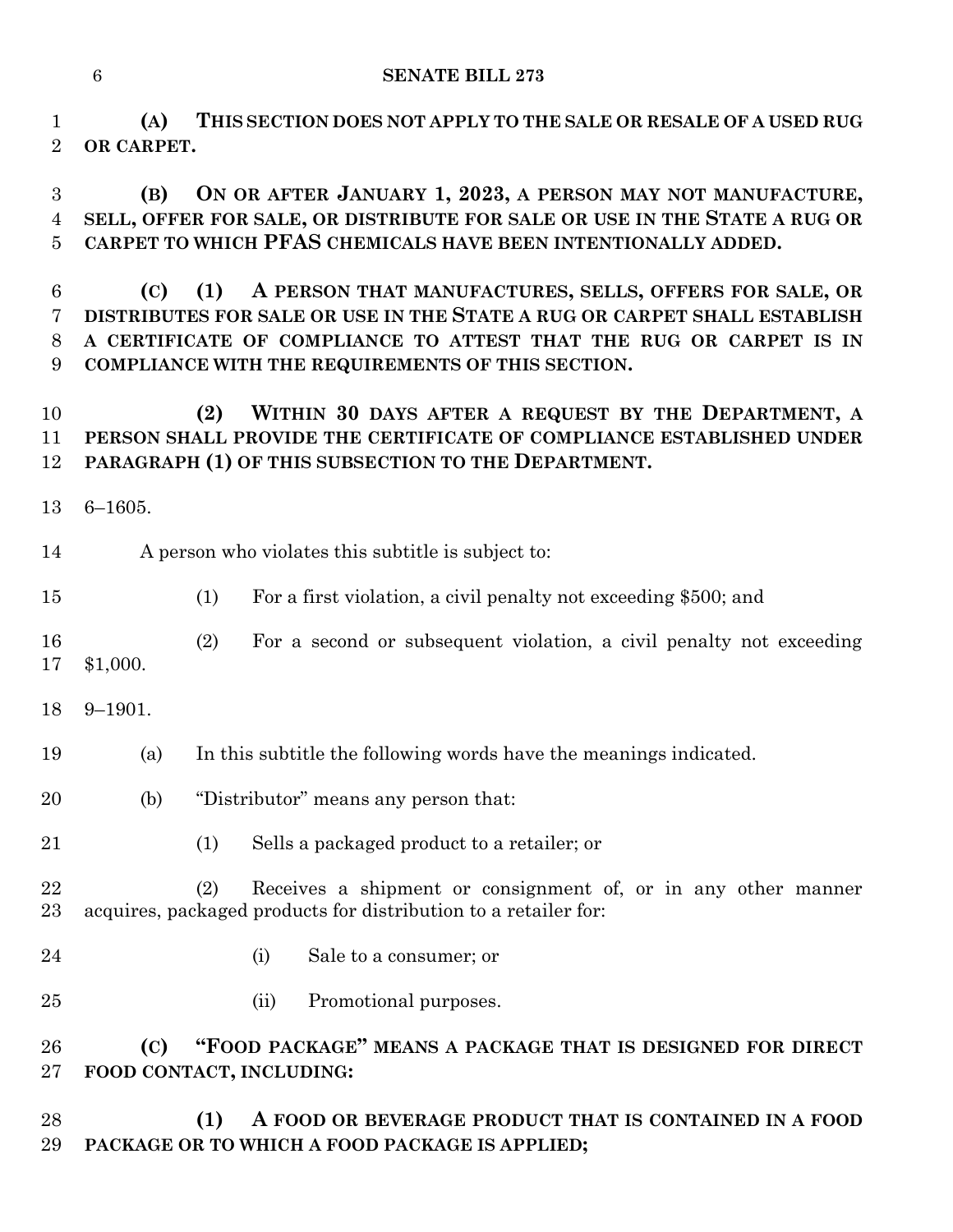**(A) THIS SECTION DOES NOT APPLY TO THE SALE OR RESALE OF A USED RUG OR CARPET.**

**(B) ON OR AFTER JANUARY 1, 2023, A PERSON MAY NOT MANUFACTURE, SELL, OFFER FOR SALE, OR DISTRIBUTE FOR SALE OR USE IN THE STATE A RUG OR CARPET TO WHICH PFAS CHEMICALS HAVE BEEN INTENTIONALLY ADDED.**

**(C) (1) A PERSON THAT MANUFACTURES, SELLS, OFFERS FOR SALE, OR DISTRIBUTES FOR SALE OR USE IN THE STATE A RUG OR CARPET SHALL ESTABLISH A CERTIFICATE OF COMPLIANCE TO ATTEST THAT THE RUG OR CARPET IS IN COMPLIANCE WITH THE REQUIREMENTS OF THIS SECTION.**

**(2) WITHIN 30 DAYS AFTER A REQUEST BY THE DEPARTMENT, A PERSON SHALL PROVIDE THE CERTIFICATE OF COMPLIANCE ESTABLISHED UNDER PARAGRAPH (1) OF THIS SUBSECTION TO THE DEPARTMENT.**

6–1605.

A person who violates this subtitle is subject to:

(1) For a first violation, a civil penalty not exceeding $500; and

(2) For a second or subsequent violation, a civil penalty not exceeding $1,000.

9–1901.

(a) In this subtitle the following words have the meanings indicated.

(b) "Distributor" means any person that:

(1) Sells a packaged product to a retailer; or

(2) Receives a shipment or consignment of, or in any other manner acquires, packaged products for distribution to a retailer for:

(i) Sale to a consumer; or

(ii) Promotional purposes.

**(C) "FOOD PACKAGE" MEANS A PACKAGE THAT IS DESIGNED FOR DIRECT FOOD CONTACT, INCLUDING:**

**(1) A FOOD OR BEVERAGE PRODUCT THAT IS CONTAINED IN A FOOD PACKAGE OR TO WHICH A FOOD PACKAGE IS APPLIED;**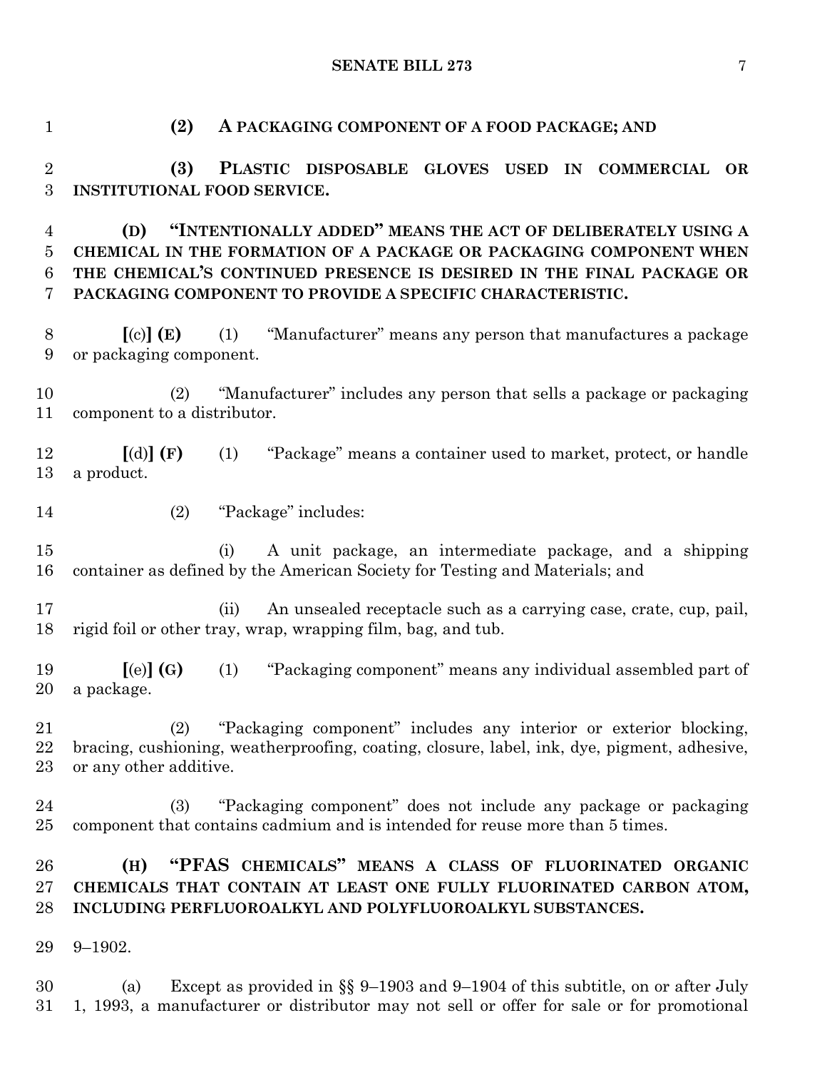**(2) A PACKAGING COMPONENT OF A FOOD PACKAGE; AND**

**(3) PLASTIC DISPOSABLE GLOVES USED IN COMMERCIAL OR INSTITUTIONAL FOOD SERVICE.**

**(D) "INTENTIONALLY ADDED" MEANS THE ACT OF DELIBERATELY USING A CHEMICAL IN THE FORMATION OF A PACKAGE OR PACKAGING COMPONENT WHEN THE CHEMICAL'S CONTINUED PRESENCE IS DESIRED IN THE FINAL PACKAGE OR PACKAGING COMPONENT TO PROVIDE A SPECIFIC CHARACTERISTIC.**

**[**(c)**] (E)** (1) "Manufacturer" means any person that manufactures a package or packaging component.

(2) "Manufacturer" includes any person that sells a package or packaging component to a distributor.

**[**(d)**] (F)** (1) "Package" means a container used to market, protect, or handle a product.

(2) "Package" includes:

(i) A unit package, an intermediate package, and a shipping container as defined by the American Society for Testing and Materials; and

(ii) An unsealed receptacle such as a carrying case, crate, cup, pail, rigid foil or other tray, wrap, wrapping film, bag, and tub.

**[**(e)**] (G)** (1) "Packaging component" means any individual assembled part of a package.

(2) "Packaging component" includes any interior or exterior blocking, bracing, cushioning, weatherproofing, coating, closure, label, ink, dye, pigment, adhesive, or any other additive.

(3) "Packaging component" does not include any package or packaging component that contains cadmium and is intended for reuse more than 5 times.

**(H) "PFAS CHEMICALS" MEANS A CLASS OF FLUORINATED ORGANIC CHEMICALS THAT CONTAIN AT LEAST ONE FULLY FLUORINATED CARBON ATOM, INCLUDING PERFLUOROALKYL AND POLYFLUOROALKYL SUBSTANCES.**

9–1902.

(a) Except as provided in §§ 9–1903 and 9–1904 of this subtitle, on or after July 1, 1993, a manufacturer or distributor may not sell or offer for sale or for promotional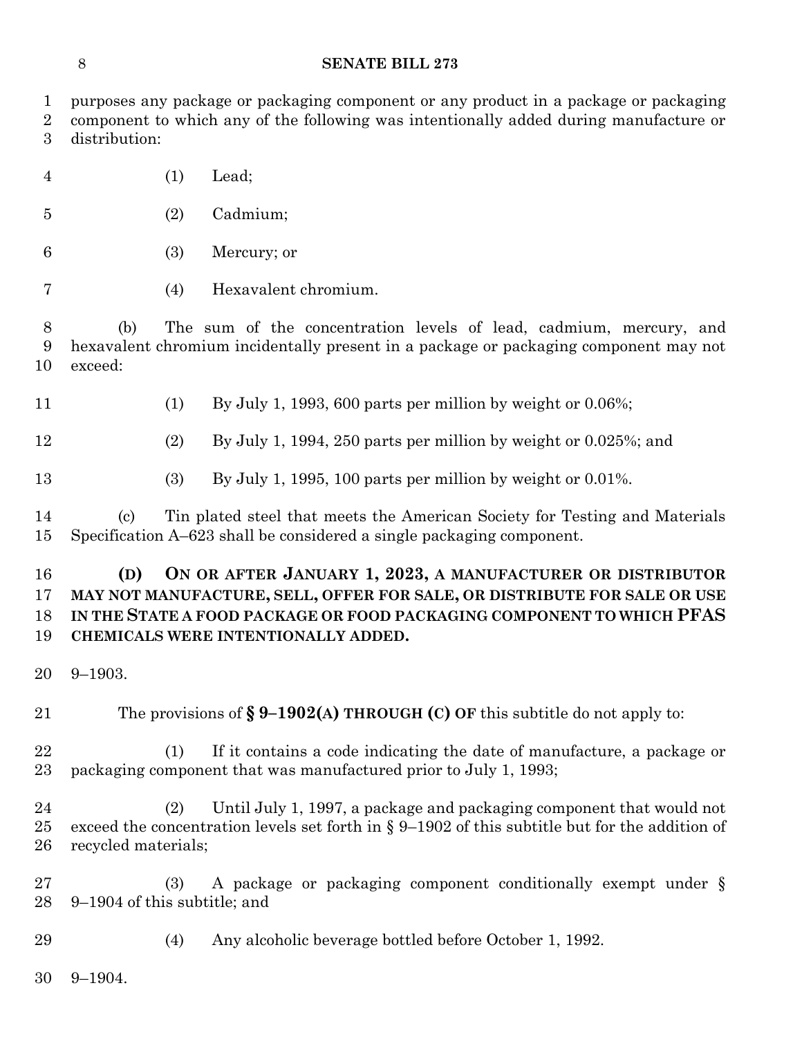purposes any package or packaging component or any product in a package or packaging component to which any of the following was intentionally added during manufacture or distribution:

(1) Lead;

(2) Cadmium;

(3) Mercury; or

(4) Hexavalent chromium.

(b) The sum of the concentration levels of lead, cadmium, mercury, and hexavalent chromium incidentally present in a package or packaging component may not exceed:

(1) By July 1, 1993, 600 parts per million by weight or 0.06%;

(2) By July 1, 1994, 250 parts per million by weight or 0.025%; and

(3) By July 1, 1995, 100 parts per million by weight or 0.01%.

(c) Tin plated steel that meets the American Society for Testing and Materials Specification A–623 shall be considered a single packaging component.

**(D) ON OR AFTER JANUARY 1, 2023, A MANUFACTURER OR DISTRIBUTOR MAY NOT MANUFACTURE, SELL, OFFER FOR SALE, OR DISTRIBUTE FOR SALE OR USE IN THE STATE A FOOD PACKAGE OR FOOD PACKAGING COMPONENT TO WHICH PFAS CHEMICALS WERE INTENTIONALLY ADDED.**

9–1903.

The provisions of **§ 9–1902(A) THROUGH (C) OF** this subtitle do not apply to:

(1) If it contains a code indicating the date of manufacture, a package or packaging component that was manufactured prior to July 1, 1993;

(2) Until July 1, 1997, a package and packaging component that would not exceed the concentration levels set forth in § 9–1902 of this subtitle but for the addition of recycled materials;

(3) A package or packaging component conditionally exempt under § 9–1904 of this subtitle; and

(4) Any alcoholic beverage bottled before October 1, 1992.

9–1904.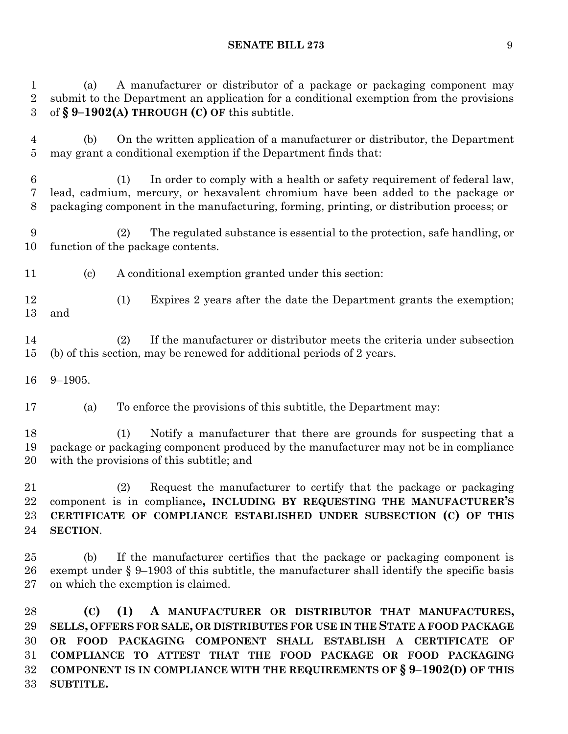(a) A manufacturer or distributor of a package or packaging component may submit to the Department an application for a conditional exemption from the provisions of **§ 9–1902(A) THROUGH (C) OF** this subtitle.

(b) On the written application of a manufacturer or distributor, the Department may grant a conditional exemption if the Department finds that:

(1) In order to comply with a health or safety requirement of federal law, lead, cadmium, mercury, or hexavalent chromium have been added to the package or packaging component in the manufacturing, forming, printing, or distribution process; or

(2) The regulated substance is essential to the protection, safe handling, or function of the package contents.

(c) A conditional exemption granted under this section:

(1) Expires 2 years after the date the Department grants the exemption; and

(2) If the manufacturer or distributor meets the criteria under subsection (b) of this section, may be renewed for additional periods of 2 years.

9–1905.

(a) To enforce the provisions of this subtitle, the Department may:

(1) Notify a manufacturer that there are grounds for suspecting that a package or packaging component produced by the manufacturer may not be in compliance with the provisions of this subtitle; and

(2) Request the manufacturer to certify that the package or packaging component is in compliance**, INCLUDING BY REQUESTING THE MANUFACTURER'S CERTIFICATE OF COMPLIANCE ESTABLISHED UNDER SUBSECTION (C) OF THIS SECTION**.

(b) If the manufacturer certifies that the package or packaging component is exempt under § 9–1903 of this subtitle, the manufacturer shall identify the specific basis on which the exemption is claimed.

**(C) (1) A MANUFACTURER OR DISTRIBUTOR THAT MANUFACTURES, SELLS, OFFERS FOR SALE, OR DISTRIBUTES FOR USE IN THE STATE A FOOD PACKAGE OR FOOD PACKAGING COMPONENT SHALL ESTABLISH A CERTIFICATE OF COMPLIANCE TO ATTEST THAT THE FOOD PACKAGE OR FOOD PACKAGING COMPONENT IS IN COMPLIANCE WITH THE REQUIREMENTS OF § 9–1902(D) OF THIS SUBTITLE.**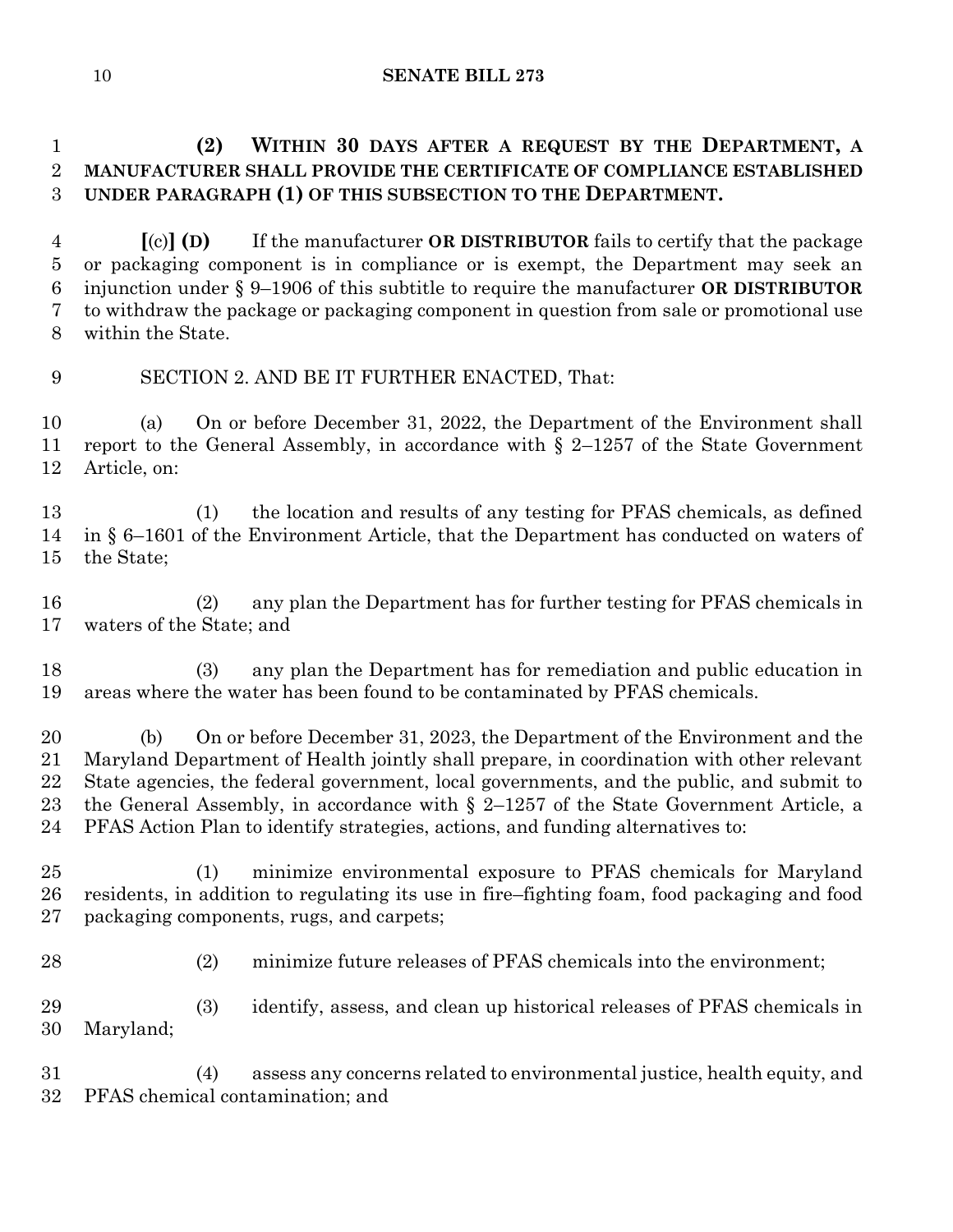**(2) WITHIN 30 DAYS AFTER A REQUEST BY THE DEPARTMENT, A MANUFACTURER SHALL PROVIDE THE CERTIFICATE OF COMPLIANCE ESTABLISHED UNDER PARAGRAPH (1) OF THIS SUBSECTION TO THE DEPARTMENT.**

**[**(c)**] (D)** If the manufacturer **OR DISTRIBUTOR** fails to certify that the package or packaging component is in compliance or is exempt, the Department may seek an injunction under § 9–1906 of this subtitle to require the manufacturer **OR DISTRIBUTOR** to withdraw the package or packaging component in question from sale or promotional use within the State.

SECTION 2. AND BE IT FURTHER ENACTED, That:

(a) On or before December 31, 2022, the Department of the Environment shall report to the General Assembly, in accordance with § 2–1257 of the State Government Article, on:

(1) the location and results of any testing for PFAS chemicals, as defined in § 6–1601 of the Environment Article, that the Department has conducted on waters of the State;

(2) any plan the Department has for further testing for PFAS chemicals in waters of the State; and

(3) any plan the Department has for remediation and public education in areas where the water has been found to be contaminated by PFAS chemicals.

(b) On or before December 31, 2023, the Department of the Environment and the Maryland Department of Health jointly shall prepare, in coordination with other relevant State agencies, the federal government, local governments, and the public, and submit to the General Assembly, in accordance with § 2–1257 of the State Government Article, a PFAS Action Plan to identify strategies, actions, and funding alternatives to:

(1) minimize environmental exposure to PFAS chemicals for Maryland residents, in addition to regulating its use in fire–fighting foam, food packaging and food packaging components, rugs, and carpets;

(2) minimize future releases of PFAS chemicals into the environment;

(3) identify, assess, and clean up historical releases of PFAS chemicals in Maryland;

(4) assess any concerns related to environmental justice, health equity, and PFAS chemical contamination; and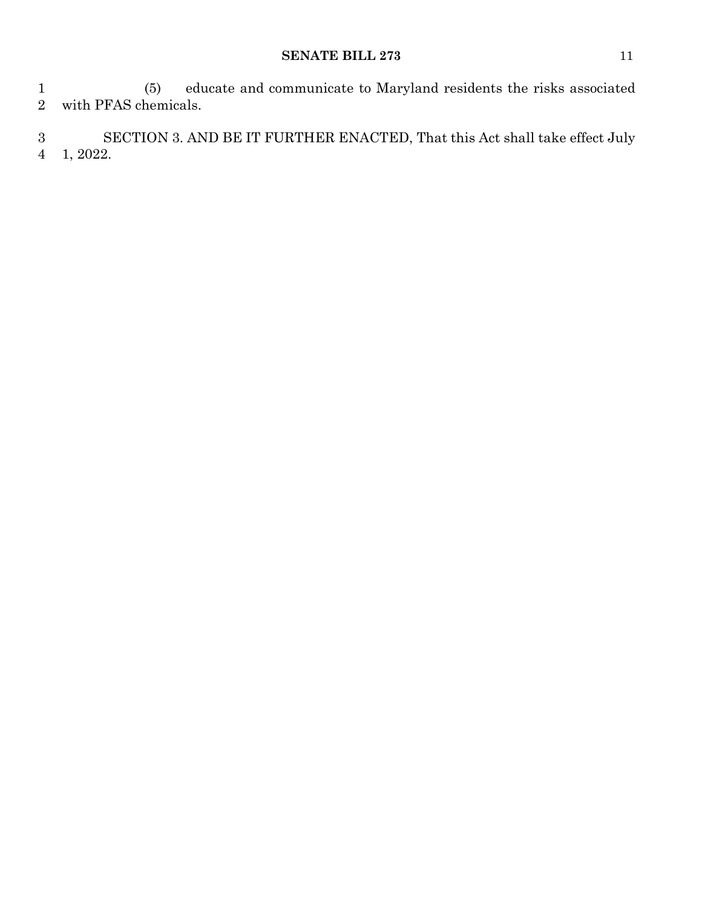(5) educate and communicate to Maryland residents the risks associated with PFAS chemicals.

SECTION 3. AND BE IT FURTHER ENACTED, That this Act shall take effect July 1, 2022.